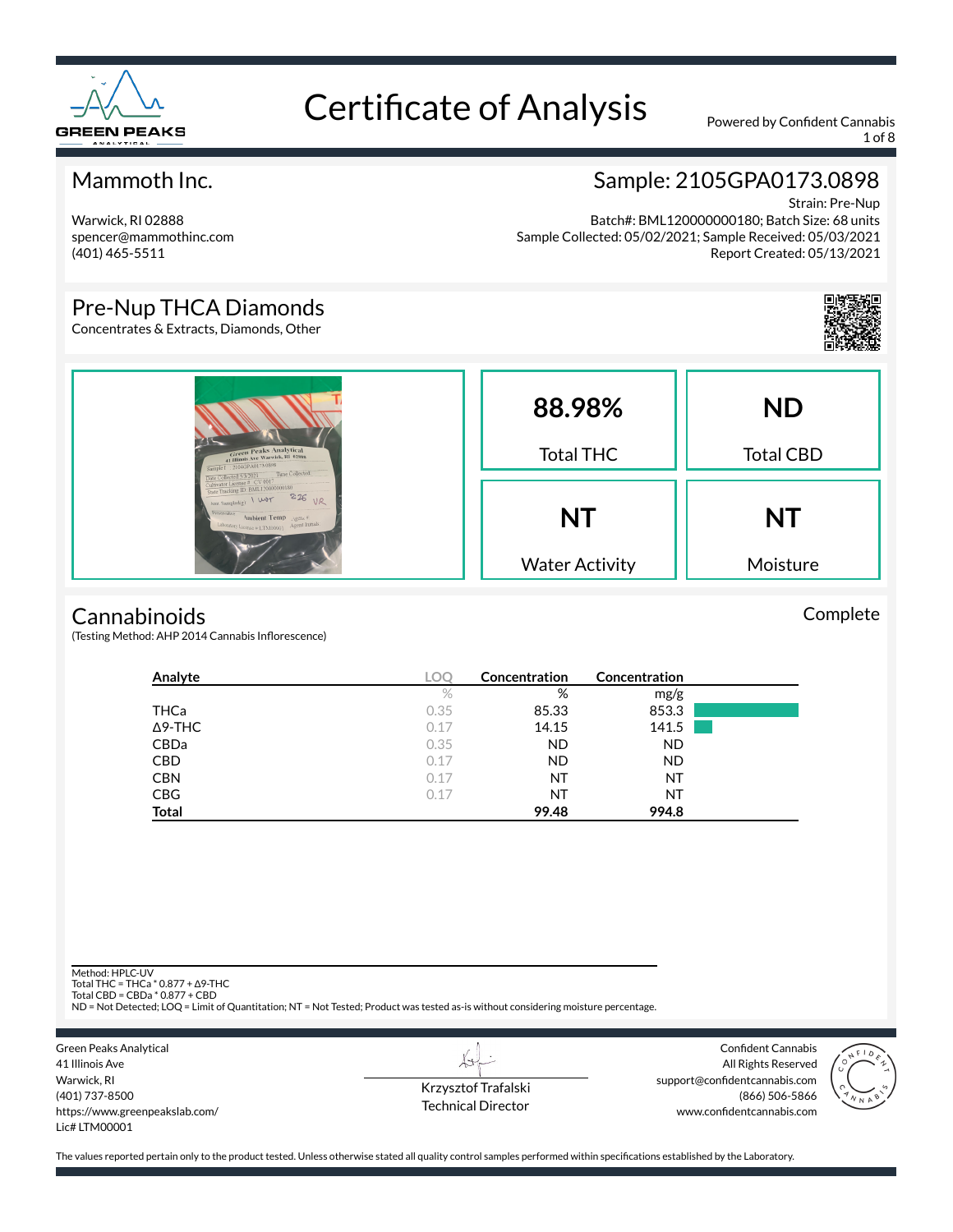# Certificate of Analysis

Powered by Confident Cannabis

## Mammoth Inc.

Warwick, RI 02888
spencer@mammothinc.com
(401) 465-5511

## Sample: 2105GPA0173.0898

Strain: Pre-Nup
Batch#: BML120000000180; Batch Size: 68 units
Sample Collected: 05/02/2021; Sample Received: 05/03/2021
Report Created: 05/13/2021

## Pre-Nup THCA Diamonds

Concentrates & Extracts, Diamonds, Other

| 88.98% | ND |
|---|---|
| Total THC | Total CBD |
| **NT** | **NT** |
| Water Activity | Moisture |

## Cannabinoids

Complete

(Testing Method: AHP 2014 Cannabis Inflorescence)

| Analyte | LOQ | Concentration | Concentration |
|---|---|---|---|
| | % | % | mg/g |
| THCa | 0.35 | 85.33 | 853.3 |
| Δ9-THC | 0.17 | 14.15 | 141.5 |
| CBDa | 0.35 | ND | ND |
| CBD | 0.17 | ND | ND |
| CBN | 0.17 | NT | NT |
| CBG | 0.17 | NT | NT |
| **Total** | | **99.48** | **994.8** |

Method: HPLC-UV
Total THC = THCa * 0.877 + Δ9-THC
Total CBD = CBDa * 0.877 + CBD
ND = Not Detected; LOQ = Limit of Quantitation; NT = Not Tested; Product was tested as-is without considering moisture percentage.

Green Peaks Analytical
41 Illinois Ave
Warwick, RI
(401) 737-8500
https://www.greenpeakslab.com/
Lic# LTM00001

Krzysztof Trafalski
Technical Director

Confident Cannabis
All Rights Reserved
support@confidentcannabis.com
(866) 506-5866
www.confidentcannabis.com

The values reported pertain only to the product tested. Unless otherwise stated all quality control samples performed within specifications established by the Laboratory.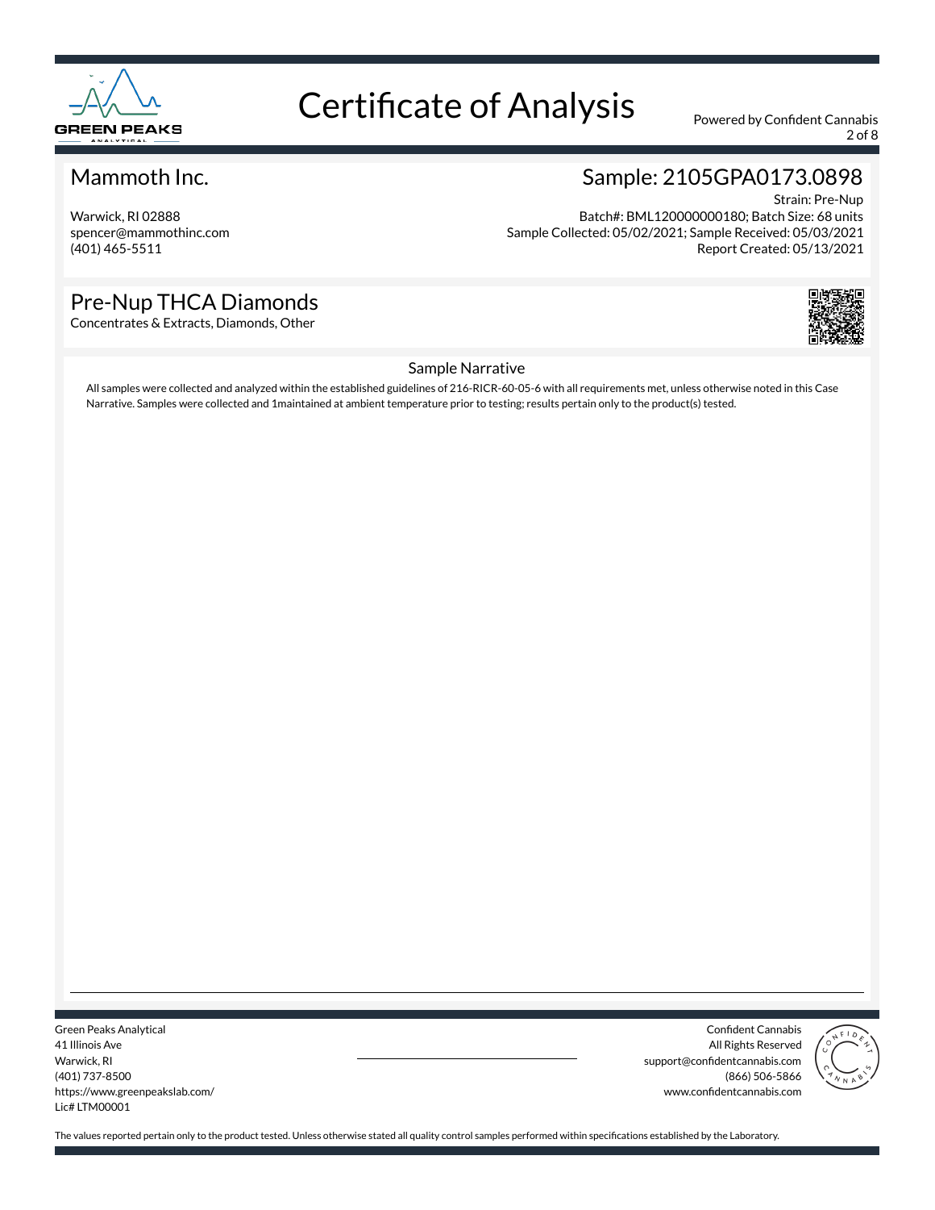# Certificate of Analysis

Powered by Confident Cannabis

## Mammoth Inc.

Warwick, RI 02888
spencer@mammothinc.com
(401) 465-5511

## Sample: 2105GPA0173.0898

Strain: Pre-Nup
Batch#: BML120000000180; Batch Size: 68 units
Sample Collected: 05/02/2021; Sample Received: 05/03/2021
Report Created: 05/13/2021

## Pre-Nup THCA Diamonds

Concentrates & Extracts, Diamonds, Other

### Sample Narrative

All samples were collected and analyzed within the established guidelines of 216-RICR-60-05-6 with all requirements met, unless otherwise noted in this Case Narrative. Samples were collected and 1maintained at ambient temperature prior to testing; results pertain only to the product(s) tested.

Green Peaks Analytical
41 Illinois Ave
Warwick, RI
(401) 737-8500
https://www.greenpeakslab.com/
Lic# LTM00001

Confident Cannabis
All Rights Reserved
support@confidentcannabis.com
(866) 506-5866
www.confidentcannabis.com

The values reported pertain only to the product tested. Unless otherwise stated all quality control samples performed within specifications established by the Laboratory.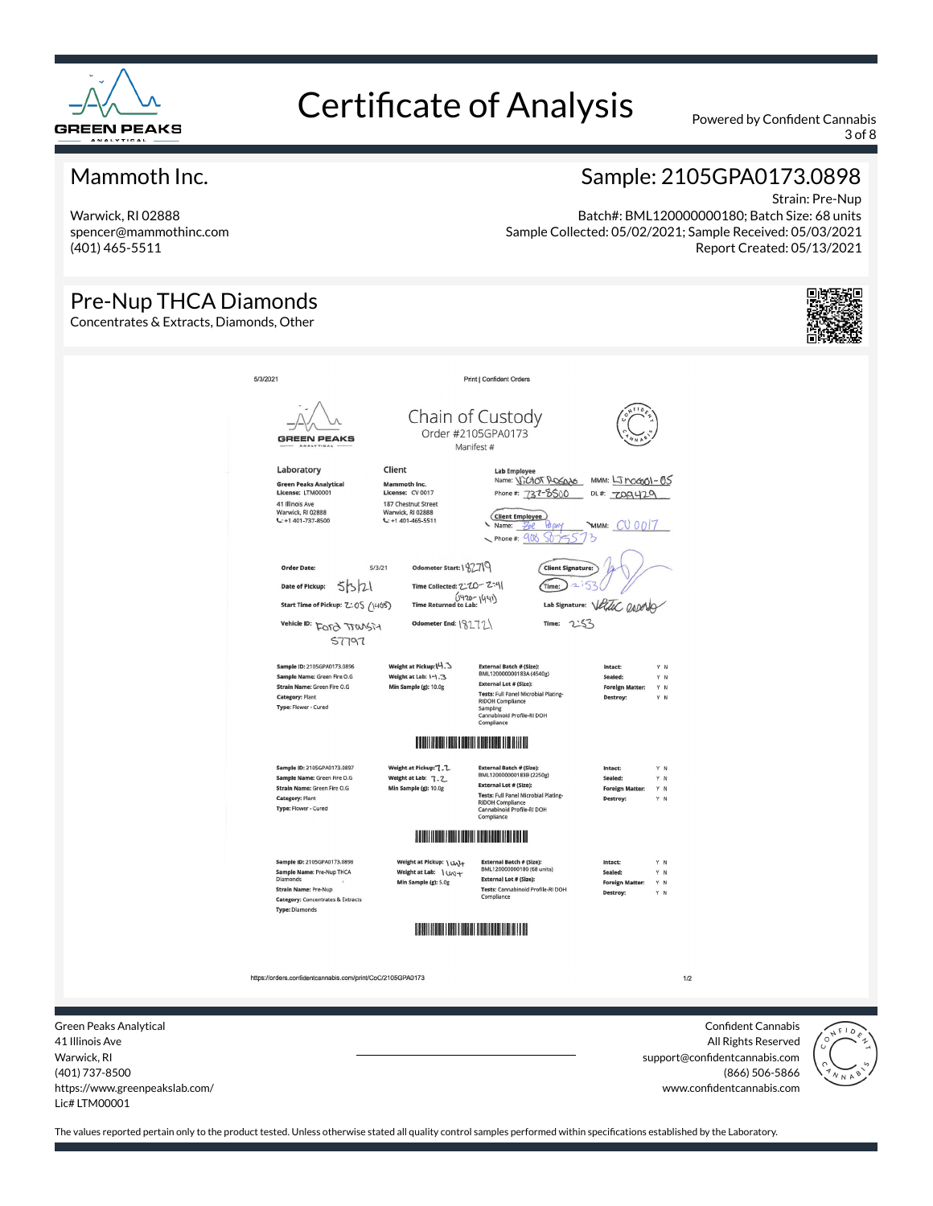# Certificate of Analysis

Powered by Confident Cannabis

## Mammoth Inc.

Warwick, RI 02888
spencer@mammothinc.com
(401) 465-5511

## Sample: 2105GPA0173.0898

Strain: Pre-Nup
Batch#: BML120000000180; Batch Size: 68 units
Sample Collected: 05/02/2021; Sample Received: 05/03/2021
Report Created: 05/13/2021

## Pre-Nup THCA Diamonds

Concentrates & Extracts, Diamonds, Other

5/3/2021 — Print | Confident Orders

### Chain of Custody

Order #2105GPA0173
Manifest #

**Laboratory**
Green Peaks Analytical
License: LTM00001
41 Illinois Ave
Warwick, RI 02888
+1 401-737-8500

**Client**
Mammoth Inc.
License: CV 0017
187 Chestnut Street
Warwick, RI 02888
+1 401-465-5511

**Lab Employee**
Name: Victor Rosado — MMM: LTMO0001-05
Phone #: 737-8500 — DL #: 7009429

**Client Employee**
Name: Zoe Papay — MMM: CV0017
Phone #: 908 507 5573

**Order Date:** 5/3/21
**Date of Pickup:** 5/3/21
**Start Time of Pickup:** 2:05 (1405)
**Vehicle ID:** Ford Transit 57797

**Odometer Start:** 182719
**Time Collected:** 2:20 – 2:41 (1420 – 1441)
**Time Returned to Lab:**
**Odometer End:** 182721

**Client Signature:**
**Time:** 2:53
**Lab Signature:** Victor Rosado
**Time:** 2:53

| Sample | Weight | External Batch / Lot / Tests | Condition |
|---|---|---|---|
| **Sample ID:** 2105GPA0173.0896<br>**Sample Name:** Green Fire O.G<br>**Strain Name:** Green Fire O.G<br>**Category:** Plant<br>**Type:** Flower - Cured | **Weight at Pickup:** 14.3<br>**Weight at Lab:** 14.3<br>**Min Sample (g):** 10.0g | **External Batch # (Size):** BML120000000183A (4540g)<br>**External Lot # (Size):**<br>**Tests:** Full Panel Microbial Plating-RIDOH Compliance Sampling<br>Cannabinoid Profile-RI DOH Compliance | **Intact:** Y N<br>**Sealed:** Y N<br>**Foreign Matter:** Y N<br>**Destroy:** Y N |
| **Sample ID:** 2105GPA0173.0897<br>**Sample Name:** Green Fire O.G<br>**Strain Name:** Green Fire O.G<br>**Category:** Plant<br>**Type:** Flower - Cured | **Weight at Pickup:** 7.2<br>**Weight at Lab:** 7.2<br>**Min Sample (g):** 10.0g | **External Batch # (Size):** BML120000000183B (2250g)<br>**External Lot # (Size):**<br>**Tests:** Full Panel Microbial Plating-RIDOH Compliance<br>Cannabinoid Profile-RI DOH Compliance | **Intact:** Y N<br>**Sealed:** Y N<br>**Foreign Matter:** Y N<br>**Destroy:** Y N |
| **Sample ID:** 2105GPA0173.0898<br>**Sample Name:** Pre-Nup THCA Diamonds<br>**Strain Name:** Pre-Nup<br>**Category:** Concentrates & Extracts<br>**Type:** Diamonds | **Weight at Pickup:** 1 unit<br>**Weight at Lab:** 1 unit<br>**Min Sample (g):** 5.0g | **External Batch # (Size):** BML120000000180 (68 units)<br>**External Lot # (Size):**<br>**Tests:** Cannabinoid Profile-RI DOH Compliance | **Intact:** Y N<br>**Sealed:** Y N<br>**Foreign Matter:** Y N<br>**Destroy:** Y N |

https://orders.confidentcannabis.com/print/CoC/2105GPA0173 — 1/2

Green Peaks Analytical
41 Illinois Ave
Warwick, RI
(401) 737-8500
https://www.greenpeakslab.com/
Lic# LTM00001

Confident Cannabis
All Rights Reserved
support@confidentcannabis.com
(866) 506-5866
www.confidentcannabis.com

The values reported pertain only to the product tested. Unless otherwise stated all quality control samples performed within specifications established by the Laboratory.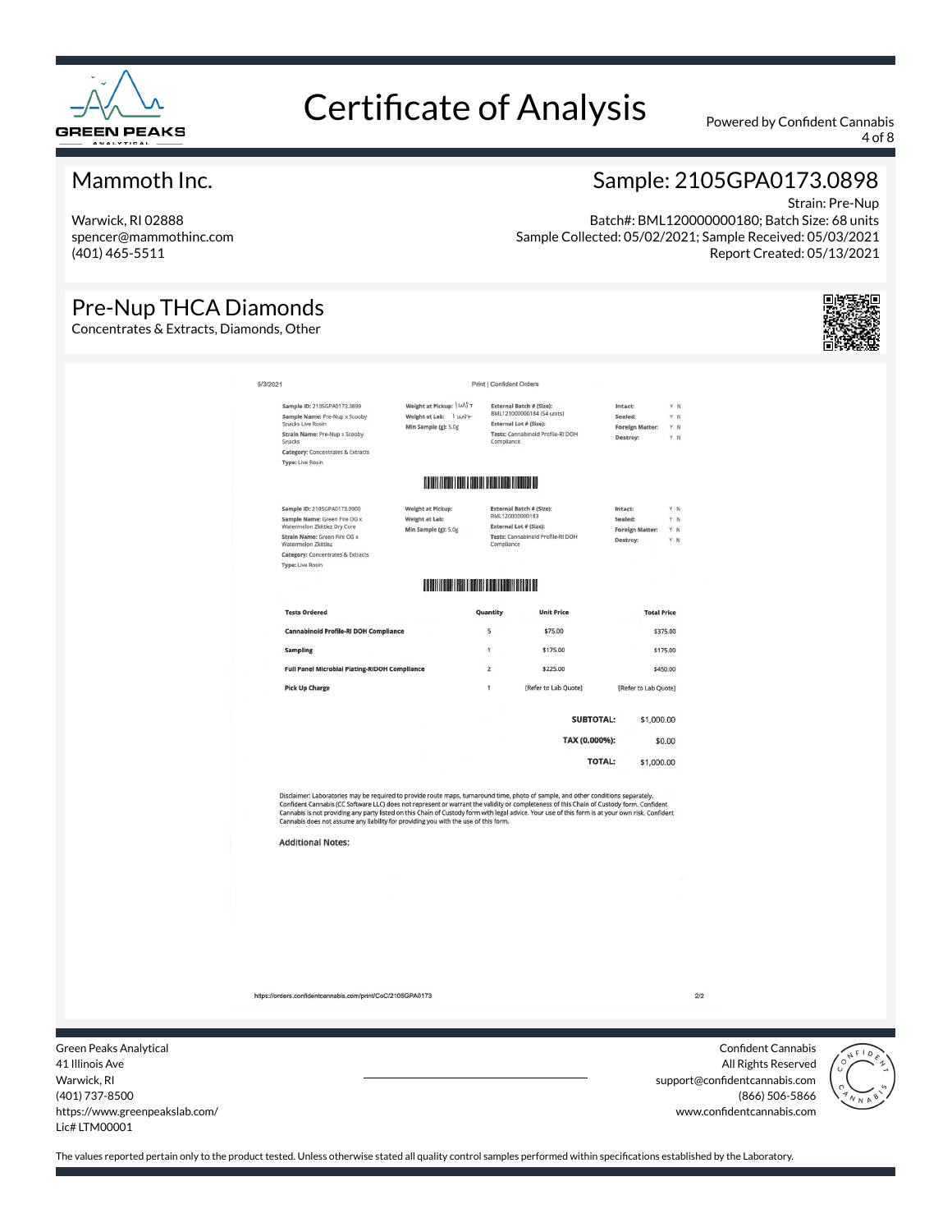# Certificate of Analysis

Powered by Confident Cannabis

## Mammoth Inc.

Warwick, RI 02888
spencer@mammothinc.com
(401) 465-5511

## Sample: 2105GPA0173.0898

Strain: Pre-Nup
Batch#: BML120000000180; Batch Size: 68 units
Sample Collected: 05/02/2021; Sample Received: 05/03/2021
Report Created: 05/13/2021

## Pre-Nup THCA Diamonds

Concentrates & Extracts, Diamonds, Other

5/3/2021 Print | Confident Orders

**Sample ID:** 2105GPA0173.0899
**Sample Name:** Pre-Nup x Scooby Snacks Live Rosin
**Strain Name:** Pre-Nup x Scooby Snacks
**Category:** Concentrates & Extracts
**Type:** Live Rosin

**Weight at Pickup:** 1 unit
**Weight at Lab:** 1 unit
**Min Sample (g):** 5.0g

**External Batch # (Size):** BML121000000184 (54 units)
**External Lot # (Size):**
**Tests:** Cannabinoid Profile-RI DOH Compliance

**Intact:** Y N
**Sealed:** Y N
**Foreign Matter:** Y N
**Destroy:** Y N

**Sample ID:** 2105GPA0173.0900
**Sample Name:** Green Fire OG x Watermelon Zkittlez Dry Cure
**Strain Name:** Green Fire OG x Watermelon Zkittlez
**Category:** Concentrates & Extracts
**Type:** Live Rosin

**Weight at Pickup:**
**Weight at Lab:**
**Min Sample (g):** 5.0g

**External Batch # (Size):** BML120000000183
**External Lot # (Size):**
**Tests:** Cannabinoid Profile-RI DOH Compliance

**Intact:** Y N
**Sealed:** Y N
**Foreign Matter:** Y N
**Destroy:** Y N

| Tests Ordered | Quantity | Unit Price | Total Price |
|---|---|---|---|
| Cannabinoid Profile-RI DOH Compliance | 5 | $75.00 | $375.00 |
| Sampling | 1 | $175.00 | $175.00 |
| Full Panel Microbial Plating-RIDOH Compliance | 2 | $225.00 | $450.00 |
| Pick Up Charge | 1 | [Refer to Lab Quote] | [Refer to Lab Quote] |

| | |
|---|---|
| SUBTOTAL: | $1,000.00 |
| TAX (0.000%): | $0.00 |
| TOTAL: | $1,000.00 |

Disclaimer: Laboratories may be required to provide route maps, turnaround time, photo of sample, and other conditions separately. Confident Cannabis (CC Software LLC) does not represent or warrant the validity or completeness of this Chain of Custody form. Confident Cannabis is not providing any party listed on this Chain of Custody form with legal advice. Your use of this form is at your own risk. Confident Cannabis does not assume any liability for providing you with the use of this form.

**Additional Notes:**

https://orders.confidentcannabis.com/print/CoC/2105GPA0173 2/2

Green Peaks Analytical
41 Illinois Ave
Warwick, RI
(401) 737-8500
https://www.greenpeakslab.com/
Lic# LTM00001

Confident Cannabis
All Rights Reserved
support@confidentcannabis.com
(866) 506-5866
www.confidentcannabis.com

The values reported pertain only to the product tested. Unless otherwise stated all quality control samples performed within specifications established by the Laboratory.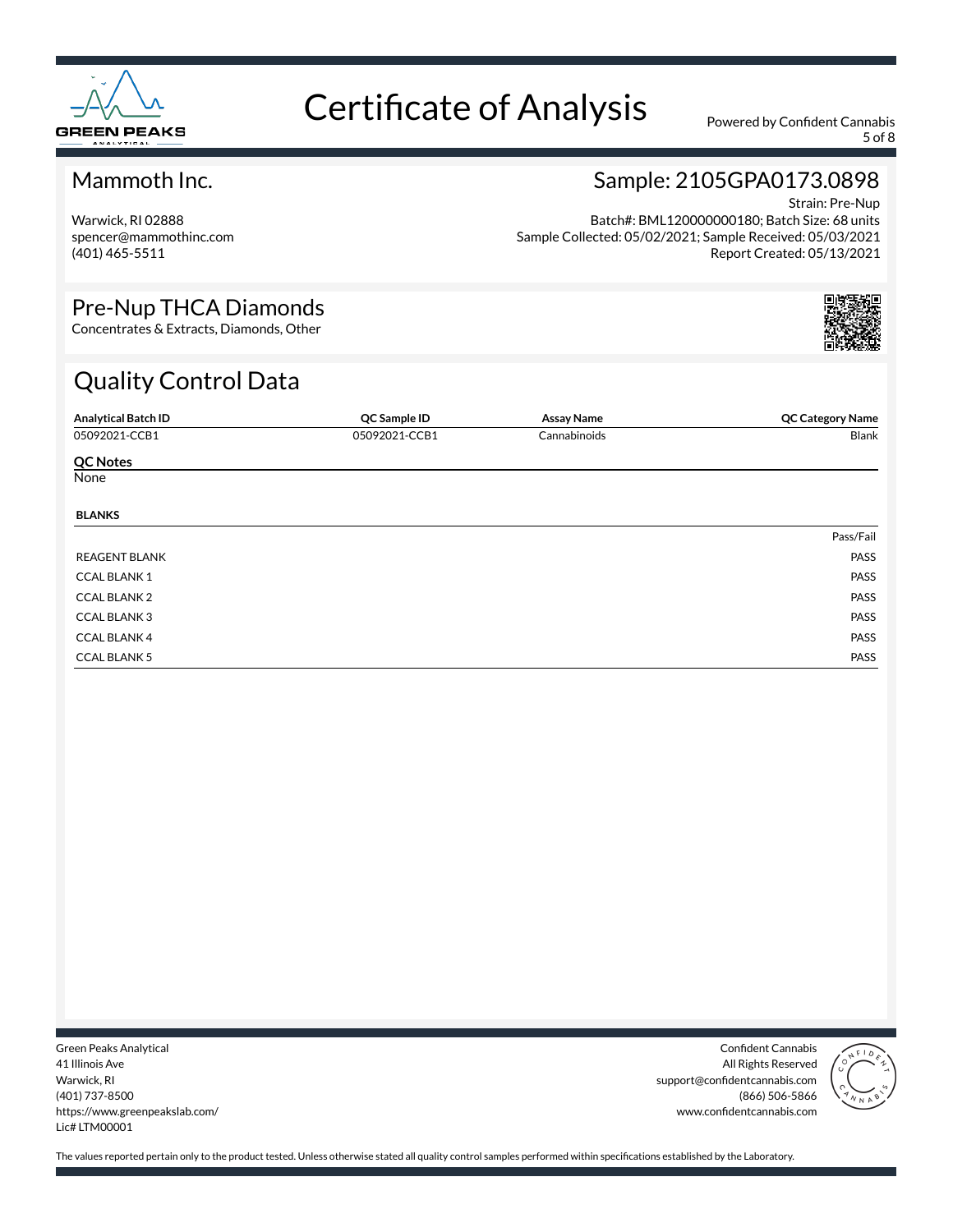# Certificate of Analysis

Powered by Confident Cannabis

## Mammoth Inc.

Warwick, RI 02888
spencer@mammothinc.com
(401) 465-5511

## Sample: 2105GPA0173.0898

Strain: Pre-Nup
Batch#: BML120000000180; Batch Size: 68 units
Sample Collected: 05/02/2021; Sample Received: 05/03/2021
Report Created: 05/13/2021

## Pre-Nup THCA Diamonds

Concentrates & Extracts, Diamonds, Other

## Quality Control Data

| Analytical Batch ID | QC Sample ID | Assay Name | QC Category Name |
|---|---|---|---|
| 05092021-CCB1 | 05092021-CCB1 | Cannabinoids | Blank |

**QC Notes**

None

**BLANKS**

| | Pass/Fail |
|---|---|
| REAGENT BLANK | PASS |
| CCAL BLANK 1 | PASS |
| CCAL BLANK 2 | PASS |
| CCAL BLANK 3 | PASS |
| CCAL BLANK 4 | PASS |
| CCAL BLANK 5 | PASS |

Green Peaks Analytical
41 Illinois Ave
Warwick, RI
(401) 737-8500
https://www.greenpeakslab.com/
Lic# LTM00001

Confident Cannabis
All Rights Reserved
support@confidentcannabis.com
(866) 506-5866
www.confidentcannabis.com

The values reported pertain only to the product tested. Unless otherwise stated all quality control samples performed within specifications established by the Laboratory.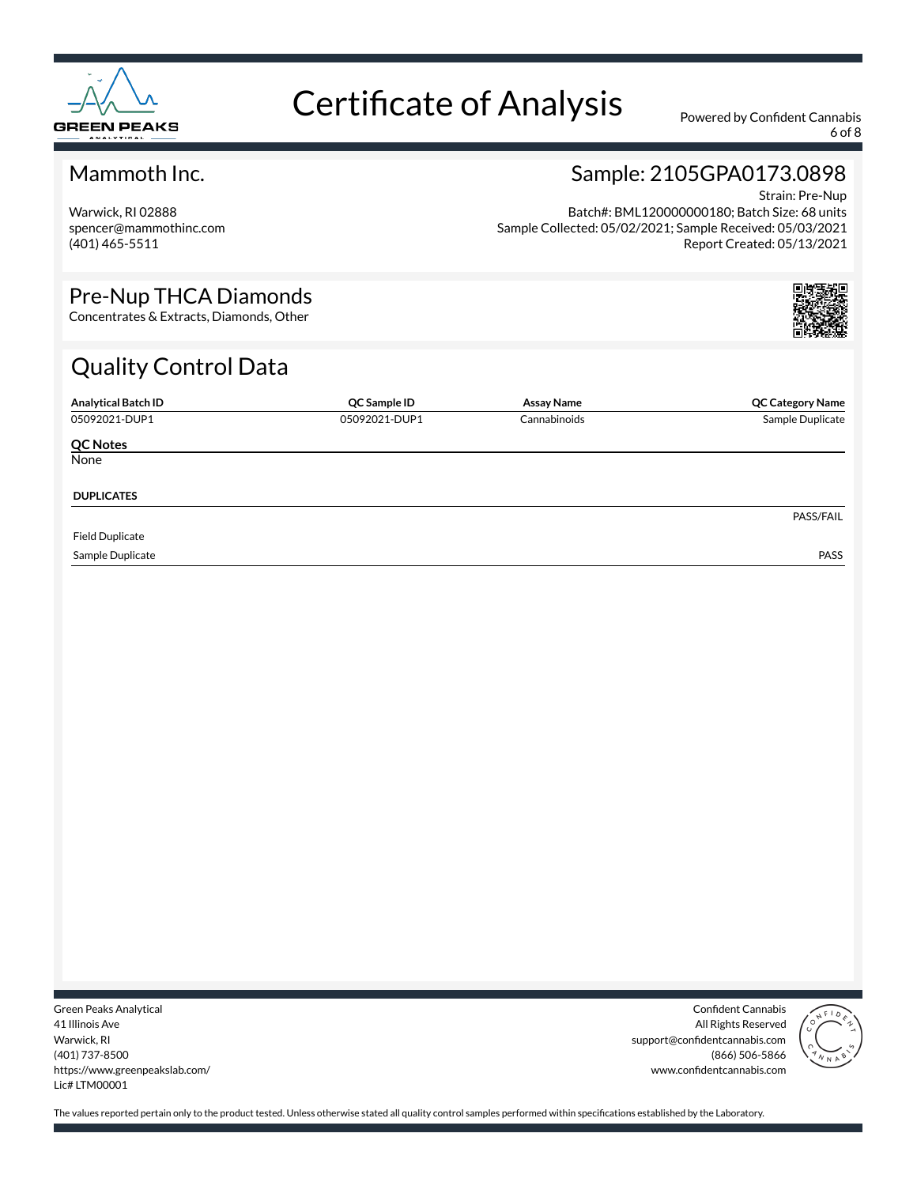# Certificate of Analysis

Powered by Confident Cannabis

## Mammoth Inc.

Warwick, RI 02888
spencer@mammothinc.com
(401) 465-5511

## Sample: 2105GPA0173.0898

Strain: Pre-Nup
Batch#: BML120000000180; Batch Size: 68 units
Sample Collected: 05/02/2021; Sample Received: 05/03/2021
Report Created: 05/13/2021

## Pre-Nup THCA Diamonds

Concentrates & Extracts, Diamonds, Other

## Quality Control Data

| Analytical Batch ID | QC Sample ID | Assay Name | QC Category Name |
|---|---|---|---|
| 05092021-DUP1 | 05092021-DUP1 | Cannabinoids | Sample Duplicate |

**QC Notes**

None

**DUPLICATES**

| | PASS/FAIL |
|---|---|
| Field Duplicate | |
| Sample Duplicate | PASS |

Green Peaks Analytical
41 Illinois Ave
Warwick, RI
(401) 737-8500
https://www.greenpeakslab.com/
Lic# LTM00001

Confident Cannabis
All Rights Reserved
support@confidentcannabis.com
(866) 506-5866
www.confidentcannabis.com

The values reported pertain only to the product tested. Unless otherwise stated all quality control samples performed within specifications established by the Laboratory.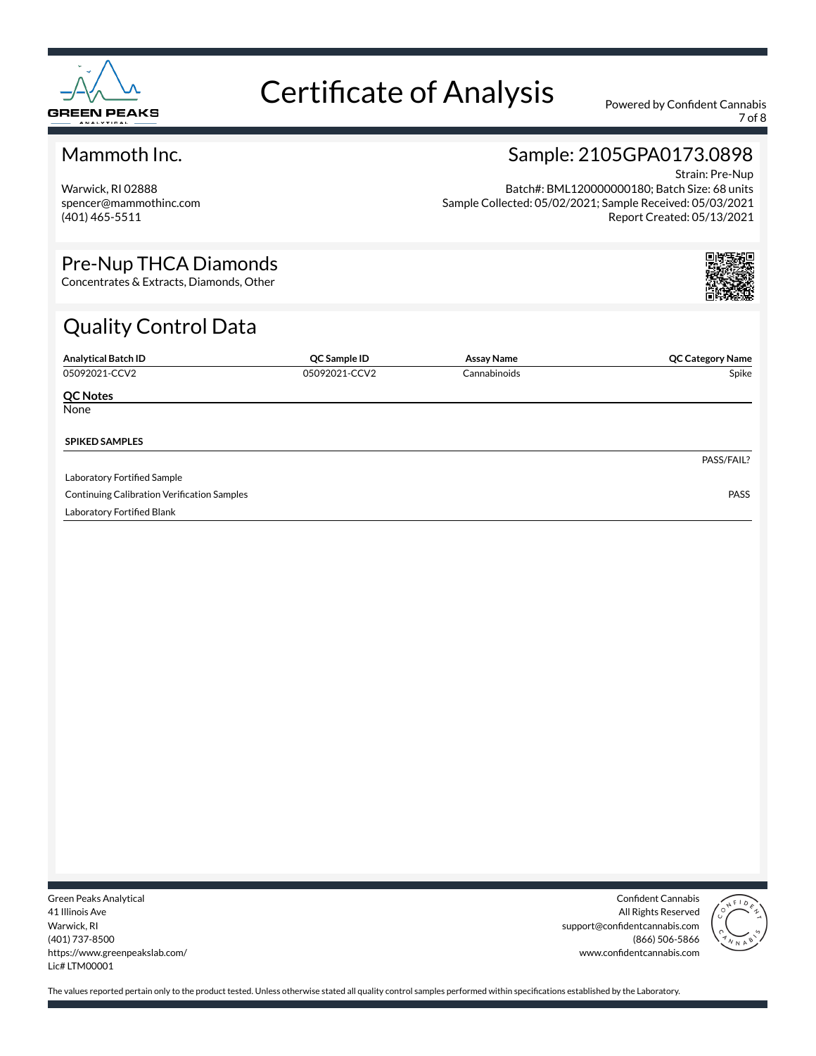# Certificate of Analysis

Powered by Confident Cannabis

## Mammoth Inc.

Warwick, RI 02888
spencer@mammothinc.com
(401) 465-5511

## Sample: 2105GPA0173.0898

Strain: Pre-Nup
Batch#: BML120000000180; Batch Size: 68 units
Sample Collected: 05/02/2021; Sample Received: 05/03/2021
Report Created: 05/13/2021

## Pre-Nup THCA Diamonds

Concentrates & Extracts, Diamonds, Other

## Quality Control Data

| Analytical Batch ID | QC Sample ID | Assay Name | QC Category Name |
|---|---|---|---|
| 05092021-CCV2 | 05092021-CCV2 | Cannabinoids | Spike |

**QC Notes**

None

**SPIKED SAMPLES**

| | PASS/FAIL? |
|---|---|
| Laboratory Fortified Sample | |
| Continuing Calibration Verification Samples | PASS |
| Laboratory Fortified Blank | |

Green Peaks Analytical
41 Illinois Ave
Warwick, RI
(401) 737-8500
https://www.greenpeakslab.com/
Lic# LTM00001

Confident Cannabis
All Rights Reserved
support@confidentcannabis.com
(866) 506-5866
www.confidentcannabis.com

The values reported pertain only to the product tested. Unless otherwise stated all quality control samples performed within specifications established by the Laboratory.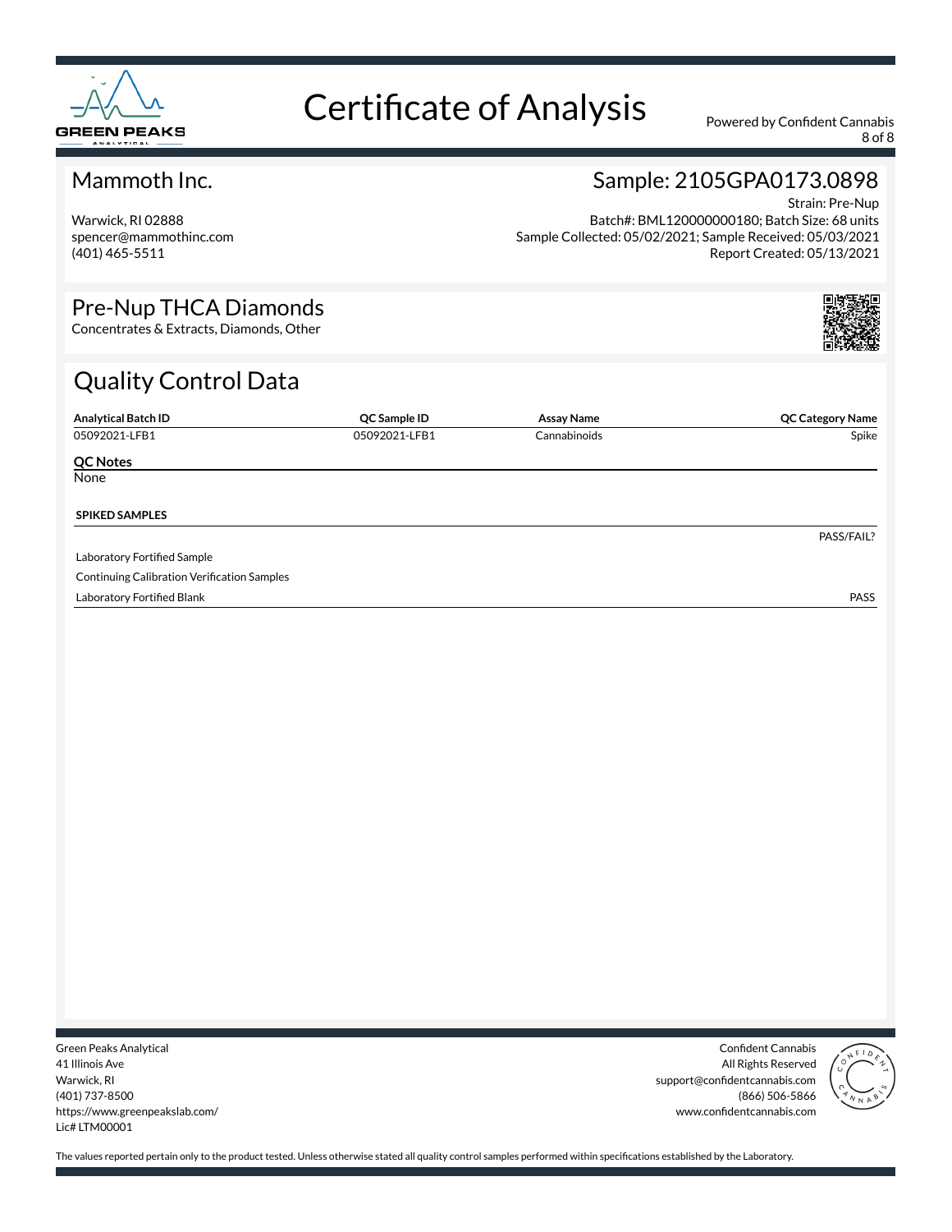# Certificate of Analysis

Powered by Confident Cannabis

## Mammoth Inc.

Warwick, RI 02888
spencer@mammothinc.com
(401) 465-5511

## Sample: 2105GPA0173.0898

Strain: Pre-Nup
Batch#: BML120000000180; Batch Size: 68 units
Sample Collected: 05/02/2021; Sample Received: 05/03/2021
Report Created: 05/13/2021

## Pre-Nup THCA Diamonds

Concentrates & Extracts, Diamonds, Other

## Quality Control Data

| Analytical Batch ID | QC Sample ID | Assay Name | QC Category Name |
|---|---|---|---|
| 05092021-LFB1 | 05092021-LFB1 | Cannabinoids | Spike |

**QC Notes**

None

**SPIKED SAMPLES**

| | PASS/FAIL? |
|---|---|
| Laboratory Fortified Sample | |
| Continuing Calibration Verification Samples | |
| Laboratory Fortified Blank | PASS |

Green Peaks Analytical
41 Illinois Ave
Warwick, RI
(401) 737-8500
https://www.greenpeakslab.com/
Lic# LTM00001

Confident Cannabis
All Rights Reserved
support@confidentcannabis.com
(866) 506-5866
www.confidentcannabis.com

The values reported pertain only to the product tested. Unless otherwise stated all quality control samples performed within specifications established by the Laboratory.